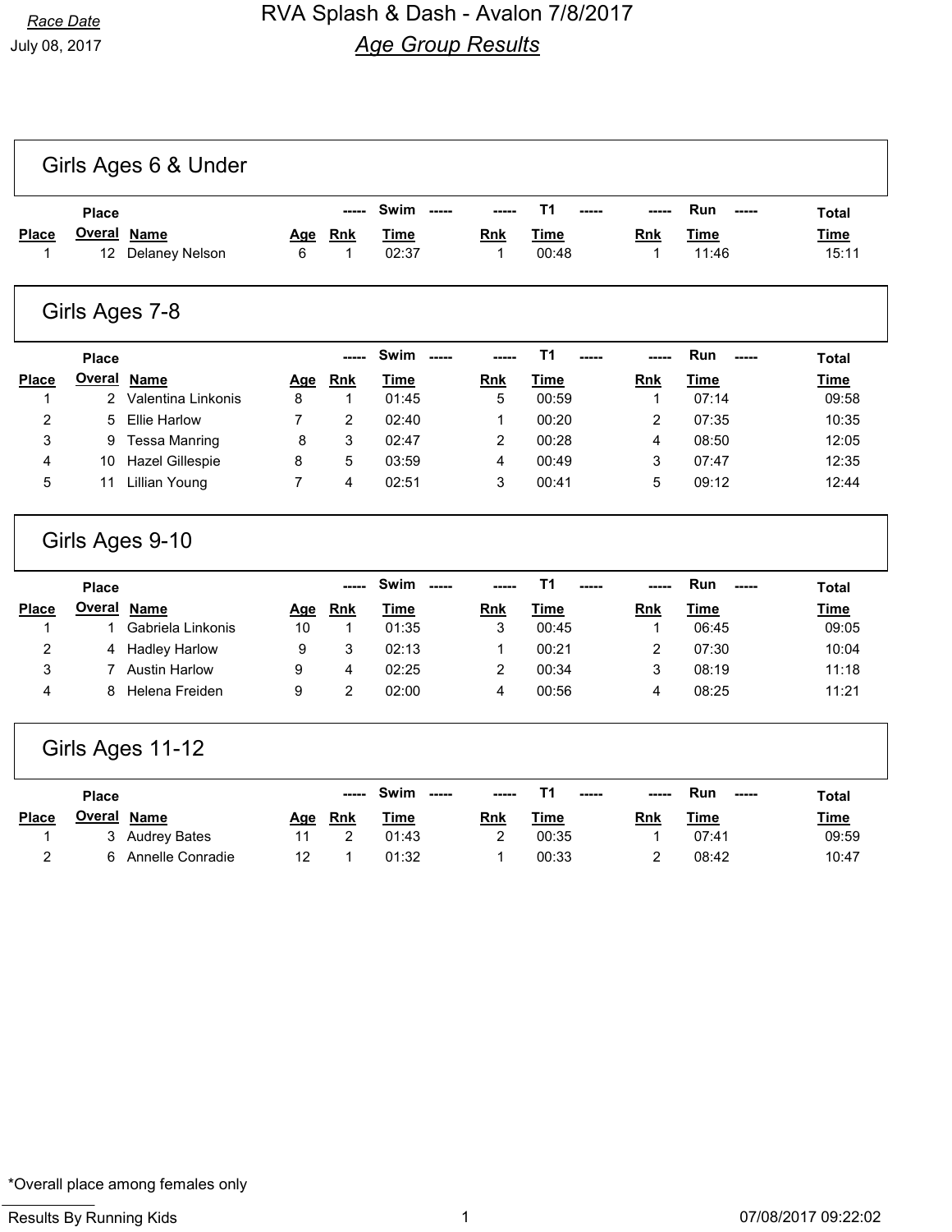Race Date

July 08, 2017

# RVA Splash & Dash - Avalon 7/8/2017

## *Age Group Results*

### Girls Ages 6 & Under

| Place | Place Overal | Name | Age | Swim Rnk | Swim Time | T1 Rnk | T1 Time | Run Rnk | Run Time | Total Time |
|---|---|---|---|---|---|---|---|---|---|---|
| 1 | 12 | Delaney Nelson | 6 | 1 | 02:37 | 1 | 00:48 | 1 | 11:46 | 15:11 |

### Girls Ages 7-8

| Place | Place Overal | Name | Age | Swim Rnk | Swim Time | T1 Rnk | T1 Time | Run Rnk | Run Time | Total Time |
|---|---|---|---|---|---|---|---|---|---|---|
| 1 | 2 | Valentina Linkonis | 8 | 1 | 01:45 | 5 | 00:59 | 1 | 07:14 | 09:58 |
| 2 | 5 | Ellie Harlow | 7 | 2 | 02:40 | 1 | 00:20 | 2 | 07:35 | 10:35 |
| 3 | 9 | Tessa Manring | 8 | 3 | 02:47 | 2 | 00:28 | 4 | 08:50 | 12:05 |
| 4 | 10 | Hazel Gillespie | 8 | 5 | 03:59 | 4 | 00:49 | 3 | 07:47 | 12:35 |
| 5 | 11 | Lillian Young | 7 | 4 | 02:51 | 3 | 00:41 | 5 | 09:12 | 12:44 |

### Girls Ages 9-10

| Place | Place Overal | Name | Age | Swim Rnk | Swim Time | T1 Rnk | T1 Time | Run Rnk | Run Time | Total Time |
|---|---|---|---|---|---|---|---|---|---|---|
| 1 | 1 | Gabriela Linkonis | 10 | 1 | 01:35 | 3 | 00:45 | 1 | 06:45 | 09:05 |
| 2 | 4 | Hadley Harlow | 9 | 3 | 02:13 | 1 | 00:21 | 2 | 07:30 | 10:04 |
| 3 | 7 | Austin Harlow | 9 | 4 | 02:25 | 2 | 00:34 | 3 | 08:19 | 11:18 |
| 4 | 8 | Helena Freiden | 9 | 2 | 02:00 | 4 | 00:56 | 4 | 08:25 | 11:21 |

### Girls Ages 11-12

| Place | Place Overal | Name | Age | Swim Rnk | Swim Time | T1 Rnk | T1 Time | Run Rnk | Run Time | Total Time |
|---|---|---|---|---|---|---|---|---|---|---|
| 1 | 3 | Audrey Bates | 11 | 2 | 01:43 | 2 | 00:35 | 1 | 07:41 | 09:59 |
| 2 | 6 | Annelle Conradie | 12 | 1 | 01:32 | 1 | 00:33 | 2 | 08:42 | 10:47 |

*Overall place among females only

Results By Running Kids

07/08/2017 09:22:02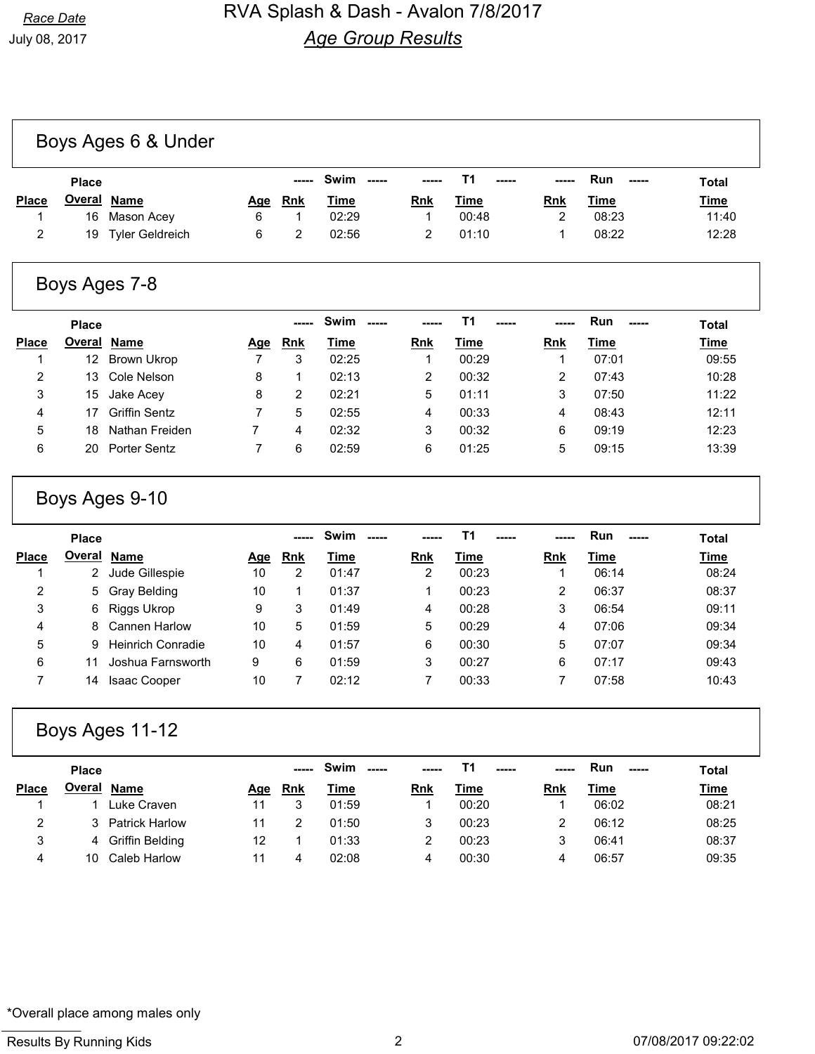Race Date

July 08, 2017

# RVA Splash & Dash - Avalon 7/8/2017

## *Age Group Results*

## Boys Ages 6 & Under

| Place | Place Overal | Name | Age | Swim Rnk | Swim Time | T1 Rnk | T1 Time | Run Rnk | Run Time | Total Time |
|---|---|---|---|---|---|---|---|---|---|---|
| 1 | 16 | Mason Acey | 6 | 1 | 02:29 | 1 | 00:48 | 2 | 08:23 | 11:40 |
| 2 | 19 | Tyler Geldreich | 6 | 2 | 02:56 | 2 | 01:10 | 1 | 08:22 | 12:28 |

## Boys Ages 7-8

| Place | Place Overal | Name | Age | Swim Rnk | Swim Time | T1 Rnk | T1 Time | Run Rnk | Run Time | Total Time |
|---|---|---|---|---|---|---|---|---|---|---|
| 1 | 12 | Brown Ukrop | 7 | 3 | 02:25 | 1 | 00:29 | 1 | 07:01 | 09:55 |
| 2 | 13 | Cole Nelson | 8 | 1 | 02:13 | 2 | 00:32 | 2 | 07:43 | 10:28 |
| 3 | 15 | Jake Acey | 8 | 2 | 02:21 | 5 | 01:11 | 3 | 07:50 | 11:22 |
| 4 | 17 | Griffin Sentz | 7 | 5 | 02:55 | 4 | 00:33 | 4 | 08:43 | 12:11 |
| 5 | 18 | Nathan Freiden | 7 | 4 | 02:32 | 3 | 00:32 | 6 | 09:19 | 12:23 |
| 6 | 20 | Porter Sentz | 7 | 6 | 02:59 | 6 | 01:25 | 5 | 09:15 | 13:39 |

## Boys Ages 9-10

| Place | Place Overal | Name | Age | Swim Rnk | Swim Time | T1 Rnk | T1 Time | Run Rnk | Run Time | Total Time |
|---|---|---|---|---|---|---|---|---|---|---|
| 1 | 2 | Jude Gillespie | 10 | 2 | 01:47 | 2 | 00:23 | 1 | 06:14 | 08:24 |
| 2 | 5 | Gray Belding | 10 | 1 | 01:37 | 1 | 00:23 | 2 | 06:37 | 08:37 |
| 3 | 6 | Riggs Ukrop | 9 | 3 | 01:49 | 4 | 00:28 | 3 | 06:54 | 09:11 |
| 4 | 8 | Cannen Harlow | 10 | 5 | 01:59 | 5 | 00:29 | 4 | 07:06 | 09:34 |
| 5 | 9 | Heinrich Conradie | 10 | 4 | 01:57 | 6 | 00:30 | 5 | 07:07 | 09:34 |
| 6 | 11 | Joshua Farnsworth | 9 | 6 | 01:59 | 3 | 00:27 | 6 | 07:17 | 09:43 |
| 7 | 14 | Isaac Cooper | 10 | 7 | 02:12 | 7 | 00:33 | 7 | 07:58 | 10:43 |

## Boys Ages 11-12

| Place | Place Overal | Name | Age | Swim Rnk | Swim Time | T1 Rnk | T1 Time | Run Rnk | Run Time | Total Time |
|---|---|---|---|---|---|---|---|---|---|---|
| 1 | 1 | Luke Craven | 11 | 3 | 01:59 | 1 | 00:20 | 1 | 06:02 | 08:21 |
| 2 | 3 | Patrick Harlow | 11 | 2 | 01:50 | 3 | 00:23 | 2 | 06:12 | 08:25 |
| 3 | 4 | Griffin Belding | 12 | 1 | 01:33 | 2 | 00:23 | 3 | 06:41 | 08:37 |
| 4 | 10 | Caleb Harlow | 11 | 4 | 02:08 | 4 | 00:30 | 4 | 06:57 | 09:35 |

*Overall place among males only

Results By Running Kids — 07/08/2017 09:22:02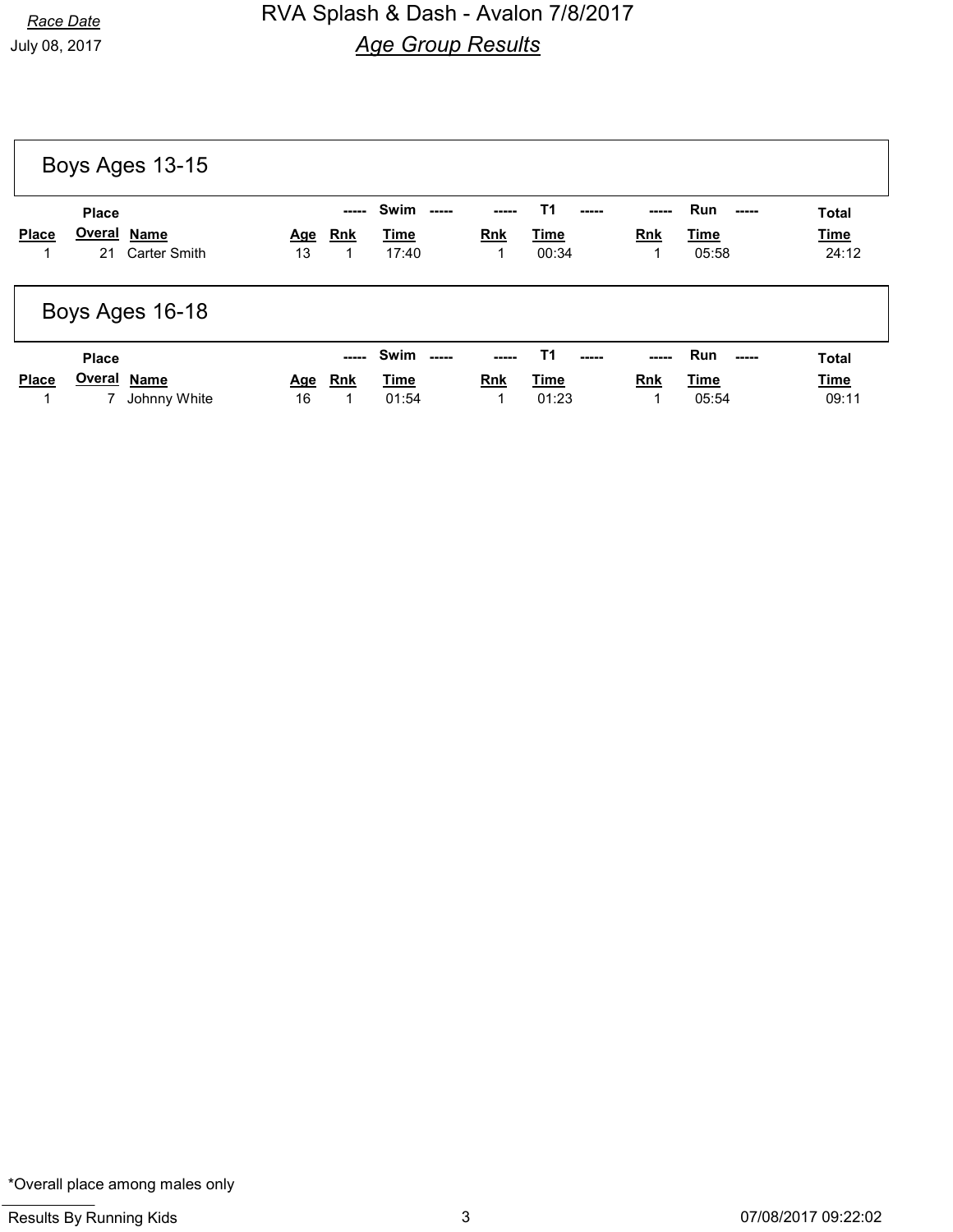# RVA Splash & Dash - Avalon 7/8/2017

## *Age Group Results*

*Race Date*
July 08, 2017

### Boys Ages 13-15

| Place | Place Overal | Name | Age | Swim Rnk | Swim Time | T1 Rnk | T1 Time | Run Rnk | Run Time | Total Time |
|---|---|---|---|---|---|---|---|---|---|---|
| 1 | 21 | Carter Smith | 13 | 1 | 17:40 | 1 | 00:34 | 1 | 05:58 | 24:12 |

### Boys Ages 16-18

| Place | Place Overal | Name | Age | Swim Rnk | Swim Time | T1 Rnk | T1 Time | Run Rnk | Run Time | Total Time |
|---|---|---|---|---|---|---|---|---|---|---|
| 1 | 7 | Johnny White | 16 | 1 | 01:54 | 1 | 01:23 | 1 | 05:54 | 09:11 |

*Overall place among males only

Results By Running Kids

07/08/2017 09:22:02